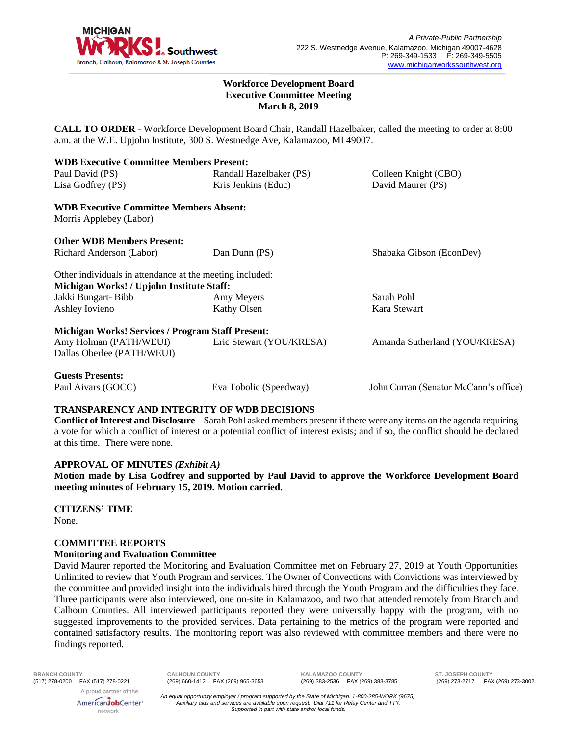A Private-Public Partnership
222 S. Westnedge Avenue, Kalamazoo, Michigan 49007-4628
P: 269-349-1533 F: 269-349-5505
www.michiganworkssouthwest.org

**Workforce Development Board**
**Executive Committee Meeting**
**March 8, 2019**

**CALL TO ORDER** - Workforce Development Board Chair, Randall Hazelbaker, called the meeting to order at 8:00 a.m. at the W.E. Upjohn Institute, 300 S. Westnedge Ave, Kalamazoo, MI 49007.

**WDB Executive Committee Members Present:**

| | | |
|---|---|---|
| Paul David (PS) | Randall Hazelbaker (PS) | Colleen Knight (CBO) |
| Lisa Godfrey (PS) | Kris Jenkins (Educ) | David Maurer (PS) |

**WDB Executive Committee Members Absent:**
Morris Applebey (Labor)

**Other WDB Members Present:**

| | | |
|---|---|---|
| Richard Anderson (Labor) | Dan Dunn (PS) | Shabaka Gibson (EconDev) |

Other individuals in attendance at the meeting included:
**Michigan Works! / Upjohn Institute Staff:**

| | | |
|---|---|---|
| Jakki Bungart- Bibb | Amy Meyers | Sarah Pohl |
| Ashley Iovieno | Kathy Olsen | Kara Stewart |

**Michigan Works! Services / Program Staff Present:**

| | | |
|---|---|---|
| Amy Holman (PATH/WEUI) | Eric Stewart (YOU/KRESA) | Amanda Sutherland (YOU/KRESA) |
| Dallas Oberlee (PATH/WEUI) | | |

**Guests Presents:**

| | | |
|---|---|---|
| Paul Aivars (GOCC) | Eva Tobolic (Speedway) | John Curran (Senator McCann's office) |

**TRANSPARENCY AND INTEGRITY OF WDB DECISIONS**
**Conflict of Interest and Disclosure** – Sarah Pohl asked members present if there were any items on the agenda requiring a vote for which a conflict of interest or a potential conflict of interest exists; and if so, the conflict should be declared at this time. There were none.

**APPROVAL OF MINUTES** ***(Exhibit A)***
**Motion made by Lisa Godfrey and supported by Paul David to approve the Workforce Development Board meeting minutes of February 15, 2019. Motion carried.**

**CITIZENS' TIME**
None.

**COMMITTEE REPORTS**
**Monitoring and Evaluation Committee**
David Maurer reported the Monitoring and Evaluation Committee met on February 27, 2019 at Youth Opportunities Unlimited to review that Youth Program and services. The Owner of Convections with Convictions was interviewed by the committee and provided insight into the individuals hired through the Youth Program and the difficulties they face. Three participants were also interviewed, one on-site in Kalamazoo, and two that attended remotely from Branch and Calhoun Counties. All interviewed participants reported they were universally happy with the program, with no suggested improvements to the provided services. Data pertaining to the metrics of the program were reported and contained satisfactory results. The monitoring report was also reviewed with committee members and there were no findings reported.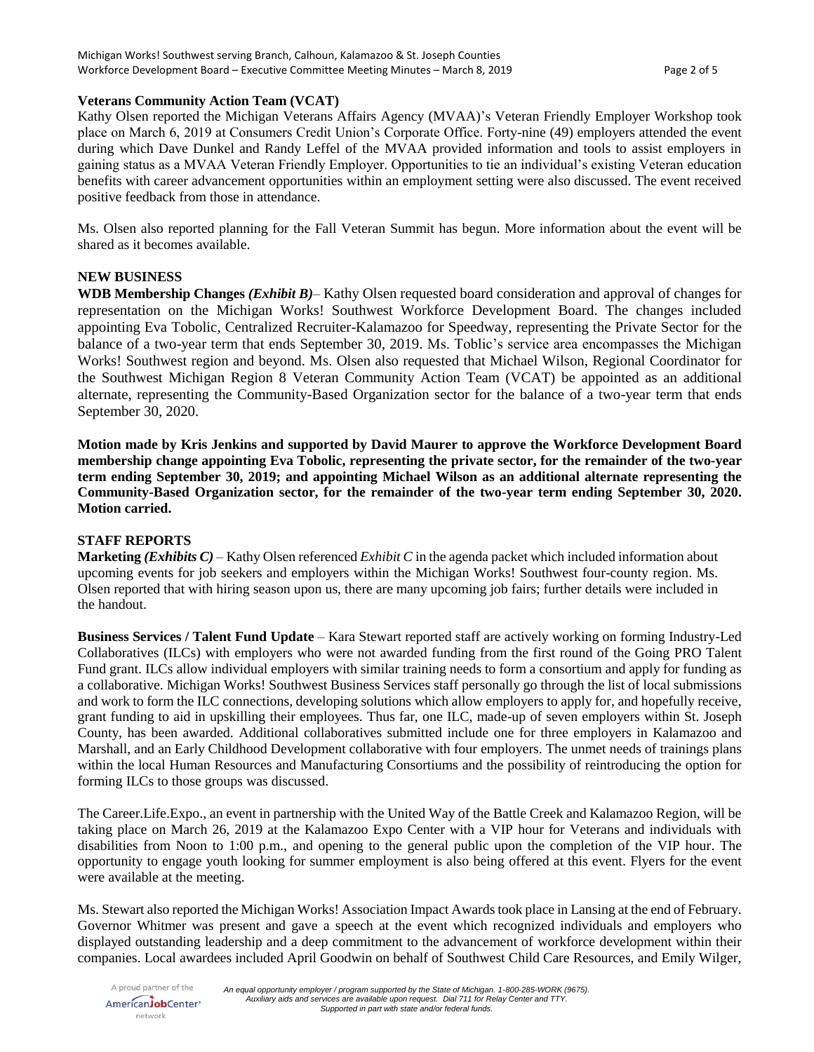**Veterans Community Action Team (VCAT)**

Kathy Olsen reported the Michigan Veterans Affairs Agency (MVAA)'s Veteran Friendly Employer Workshop took place on March 6, 2019 at Consumers Credit Union's Corporate Office. Forty-nine (49) employers attended the event during which Dave Dunkel and Randy Leffel of the MVAA provided information and tools to assist employers in gaining status as a MVAA Veteran Friendly Employer. Opportunities to tie an individual's existing Veteran education benefits with career advancement opportunities within an employment setting were also discussed. The event received positive feedback from those in attendance.

Ms. Olsen also reported planning for the Fall Veteran Summit has begun. More information about the event will be shared as it becomes available.

**NEW BUSINESS**

**WDB Membership Changes *(Exhibit B)*** – Kathy Olsen requested board consideration and approval of changes for representation on the Michigan Works! Southwest Workforce Development Board. The changes included appointing Eva Tobolic, Centralized Recruiter-Kalamazoo for Speedway, representing the Private Sector for the balance of a two-year term that ends September 30, 2019. Ms. Toblic's service area encompasses the Michigan Works! Southwest region and beyond. Ms. Olsen also requested that Michael Wilson, Regional Coordinator for the Southwest Michigan Region 8 Veteran Community Action Team (VCAT) be appointed as an additional alternate, representing the Community-Based Organization sector for the balance of a two-year term that ends September 30, 2020.

**Motion made by Kris Jenkins and supported by David Maurer to approve the Workforce Development Board membership change appointing Eva Tobolic, representing the private sector, for the remainder of the two-year term ending September 30, 2019; and appointing Michael Wilson as an additional alternate representing the Community-Based Organization sector, for the remainder of the two-year term ending September 30, 2020. Motion carried.**

**STAFF REPORTS**

**Marketing *(Exhibits C)*** – Kathy Olsen referenced *Exhibit C* in the agenda packet which included information about upcoming events for job seekers and employers within the Michigan Works! Southwest four-county region. Ms. Olsen reported that with hiring season upon us, there are many upcoming job fairs; further details were included in the handout.

**Business Services / Talent Fund Update** – Kara Stewart reported staff are actively working on forming Industry-Led Collaboratives (ILCs) with employers who were not awarded funding from the first round of the Going PRO Talent Fund grant. ILCs allow individual employers with similar training needs to form a consortium and apply for funding as a collaborative. Michigan Works! Southwest Business Services staff personally go through the list of local submissions and work to form the ILC connections, developing solutions which allow employers to apply for, and hopefully receive, grant funding to aid in upskilling their employees. Thus far, one ILC, made-up of seven employers within St. Joseph County, has been awarded. Additional collaboratives submitted include one for three employers in Kalamazoo and Marshall, and an Early Childhood Development collaborative with four employers. The unmet needs of trainings plans within the local Human Resources and Manufacturing Consortiums and the possibility of reintroducing the option for forming ILCs to those groups was discussed.

The Career.Life.Expo., an event in partnership with the United Way of the Battle Creek and Kalamazoo Region, will be taking place on March 26, 2019 at the Kalamazoo Expo Center with a VIP hour for Veterans and individuals with disabilities from Noon to 1:00 p.m., and opening to the general public upon the completion of the VIP hour. The opportunity to engage youth looking for summer employment is also being offered at this event. Flyers for the event were available at the meeting.

Ms. Stewart also reported the Michigan Works! Association Impact Awards took place in Lansing at the end of February. Governor Whitmer was present and gave a speech at the event which recognized individuals and employers who displayed outstanding leadership and a deep commitment to the advancement of workforce development within their companies. Local awardees included April Goodwin on behalf of Southwest Child Care Resources, and Emily Wilger,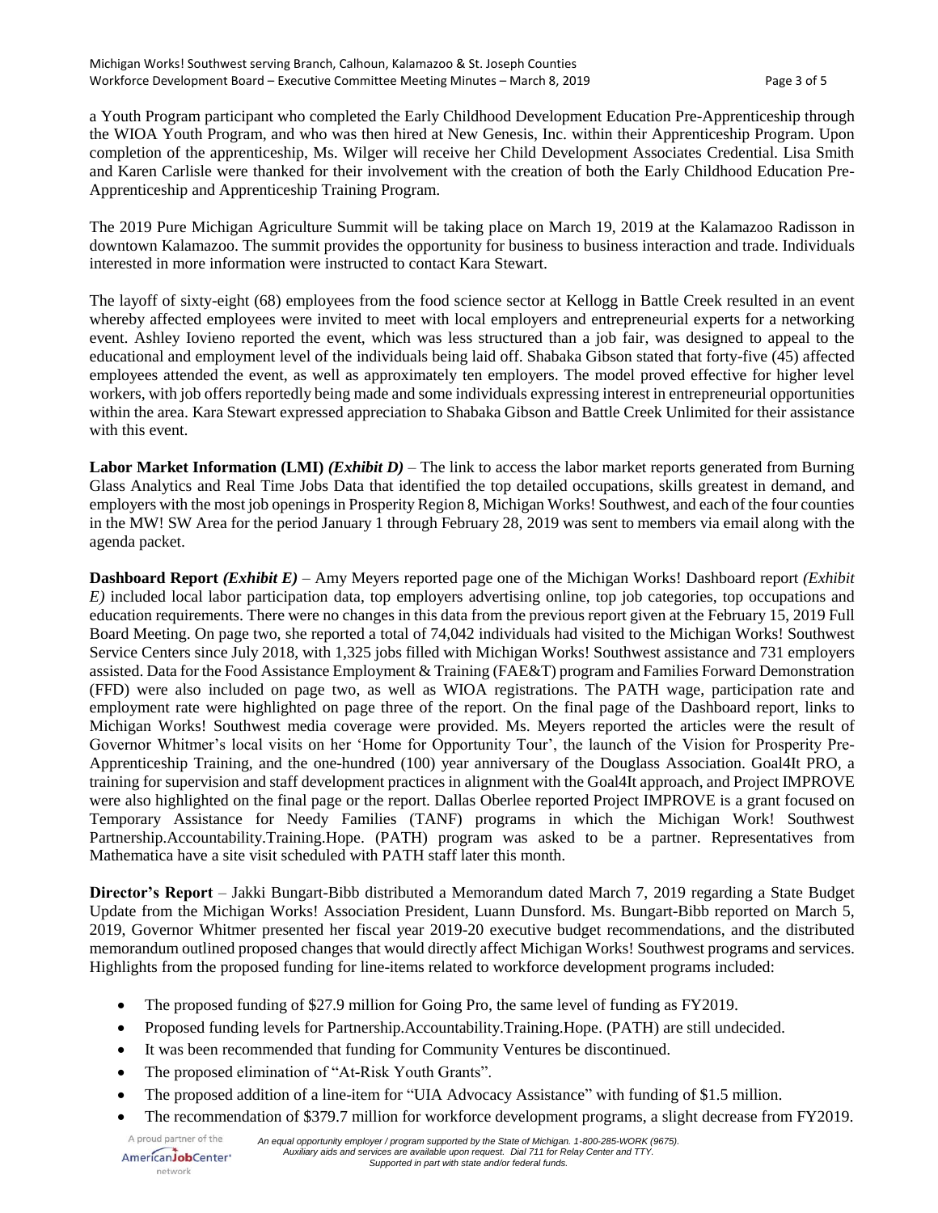a Youth Program participant who completed the Early Childhood Development Education Pre-Apprenticeship through the WIOA Youth Program, and who was then hired at New Genesis, Inc. within their Apprenticeship Program. Upon completion of the apprenticeship, Ms. Wilger will receive her Child Development Associates Credential. Lisa Smith and Karen Carlisle were thanked for their involvement with the creation of both the Early Childhood Education Pre-Apprenticeship and Apprenticeship Training Program.

The 2019 Pure Michigan Agriculture Summit will be taking place on March 19, 2019 at the Kalamazoo Radisson in downtown Kalamazoo. The summit provides the opportunity for business to business interaction and trade. Individuals interested in more information were instructed to contact Kara Stewart.

The layoff of sixty-eight (68) employees from the food science sector at Kellogg in Battle Creek resulted in an event whereby affected employees were invited to meet with local employers and entrepreneurial experts for a networking event. Ashley Iovieno reported the event, which was less structured than a job fair, was designed to appeal to the educational and employment level of the individuals being laid off. Shabaka Gibson stated that forty-five (45) affected employees attended the event, as well as approximately ten employers. The model proved effective for higher level workers, with job offers reportedly being made and some individuals expressing interest in entrepreneurial opportunities within the area. Kara Stewart expressed appreciation to Shabaka Gibson and Battle Creek Unlimited for their assistance with this event.

**Labor Market Information (LMI)** ***(Exhibit D)*** – The link to access the labor market reports generated from Burning Glass Analytics and Real Time Jobs Data that identified the top detailed occupations, skills greatest in demand, and employers with the most job openings in Prosperity Region 8, Michigan Works! Southwest, and each of the four counties in the MW! SW Area for the period January 1 through February 28, 2019 was sent to members via email along with the agenda packet.

**Dashboard Report** ***(Exhibit E)*** – Amy Meyers reported page one of the Michigan Works! Dashboard report *(Exhibit E)* included local labor participation data, top employers advertising online, top job categories, top occupations and education requirements. There were no changes in this data from the previous report given at the February 15, 2019 Full Board Meeting. On page two, she reported a total of 74,042 individuals had visited to the Michigan Works! Southwest Service Centers since July 2018, with 1,325 jobs filled with Michigan Works! Southwest assistance and 731 employers assisted. Data for the Food Assistance Employment & Training (FAE&T) program and Families Forward Demonstration (FFD) were also included on page two, as well as WIOA registrations. The PATH wage, participation rate and employment rate were highlighted on page three of the report. On the final page of the Dashboard report, links to Michigan Works! Southwest media coverage were provided. Ms. Meyers reported the articles were the result of Governor Whitmer's local visits on her 'Home for Opportunity Tour', the launch of the Vision for Prosperity Pre-Apprenticeship Training, and the one-hundred (100) year anniversary of the Douglass Association. Goal4It PRO, a training for supervision and staff development practices in alignment with the Goal4It approach, and Project IMPROVE were also highlighted on the final page or the report. Dallas Oberlee reported Project IMPROVE is a grant focused on Temporary Assistance for Needy Families (TANF) programs in which the Michigan Work! Southwest Partnership.Accountability.Training.Hope. (PATH) program was asked to be a partner. Representatives from Mathematica have a site visit scheduled with PATH staff later this month.

**Director's Report** – Jakki Bungart-Bibb distributed a Memorandum dated March 7, 2019 regarding a State Budget Update from the Michigan Works! Association President, Luann Dunsford. Ms. Bungart-Bibb reported on March 5, 2019, Governor Whitmer presented her fiscal year 2019-20 executive budget recommendations, and the distributed memorandum outlined proposed changes that would directly affect Michigan Works! Southwest programs and services. Highlights from the proposed funding for line-items related to workforce development programs included:

- The proposed funding of $27.9 million for Going Pro, the same level of funding as FY2019.
- Proposed funding levels for Partnership.Accountability.Training.Hope. (PATH) are still undecided.
- It was been recommended that funding for Community Ventures be discontinued.
- The proposed elimination of "At-Risk Youth Grants".
- The proposed addition of a line-item for "UIA Advocacy Assistance" with funding of $1.5 million.
- The recommendation of $379.7 million for workforce development programs, a slight decrease from FY2019.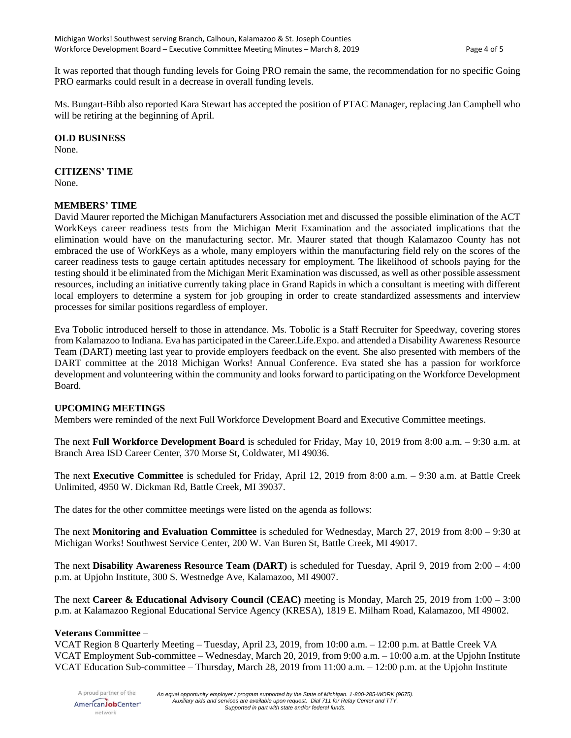It was reported that though funding levels for Going PRO remain the same, the recommendation for no specific Going PRO earmarks could result in a decrease in overall funding levels.

Ms. Bungart-Bibb also reported Kara Stewart has accepted the position of PTAC Manager, replacing Jan Campbell who will be retiring at the beginning of April.

**OLD BUSINESS**
None.

**CITIZENS' TIME**
None.

**MEMBERS' TIME**
David Maurer reported the Michigan Manufacturers Association met and discussed the possible elimination of the ACT WorkKeys career readiness tests from the Michigan Merit Examination and the associated implications that the elimination would have on the manufacturing sector. Mr. Maurer stated that though Kalamazoo County has not embraced the use of WorkKeys as a whole, many employers within the manufacturing field rely on the scores of the career readiness tests to gauge certain aptitudes necessary for employment. The likelihood of schools paying for the testing should it be eliminated from the Michigan Merit Examination was discussed, as well as other possible assessment resources, including an initiative currently taking place in Grand Rapids in which a consultant is meeting with different local employers to determine a system for job grouping in order to create standardized assessments and interview processes for similar positions regardless of employer.

Eva Tobolic introduced herself to those in attendance. Ms. Tobolic is a Staff Recruiter for Speedway, covering stores from Kalamazoo to Indiana. Eva has participated in the Career.Life.Expo. and attended a Disability Awareness Resource Team (DART) meeting last year to provide employers feedback on the event. She also presented with members of the DART committee at the 2018 Michigan Works! Annual Conference. Eva stated she has a passion for workforce development and volunteering within the community and looks forward to participating on the Workforce Development Board.

**UPCOMING MEETINGS**
Members were reminded of the next Full Workforce Development Board and Executive Committee meetings.

The next **Full Workforce Development Board** is scheduled for Friday, May 10, 2019 from 8:00 a.m. – 9:30 a.m. at Branch Area ISD Career Center, 370 Morse St, Coldwater, MI 49036.

The next **Executive Committee** is scheduled for Friday, April 12, 2019 from 8:00 a.m. – 9:30 a.m. at Battle Creek Unlimited, 4950 W. Dickman Rd, Battle Creek, MI 39037.

The dates for the other committee meetings were listed on the agenda as follows:

The next **Monitoring and Evaluation Committee** is scheduled for Wednesday, March 27, 2019 from 8:00 – 9:30 at Michigan Works! Southwest Service Center, 200 W. Van Buren St, Battle Creek, MI 49017.

The next **Disability Awareness Resource Team (DART)** is scheduled for Tuesday, April 9, 2019 from 2:00 – 4:00 p.m. at Upjohn Institute, 300 S. Westnedge Ave, Kalamazoo, MI 49007.

The next **Career & Educational Advisory Council (CEAC)** meeting is Monday, March 25, 2019 from 1:00 – 3:00 p.m. at Kalamazoo Regional Educational Service Agency (KRESA), 1819 E. Milham Road, Kalamazoo, MI 49002.

**Veterans Committee –**
VCAT Region 8 Quarterly Meeting – Tuesday, April 23, 2019, from 10:00 a.m. – 12:00 p.m. at Battle Creek VA
VCAT Employment Sub-committee – Wednesday, March 20, 2019, from 9:00 a.m. – 10:00 a.m. at the Upjohn Institute
VCAT Education Sub-committee – Thursday, March 28, 2019 from 11:00 a.m. – 12:00 p.m. at the Upjohn Institute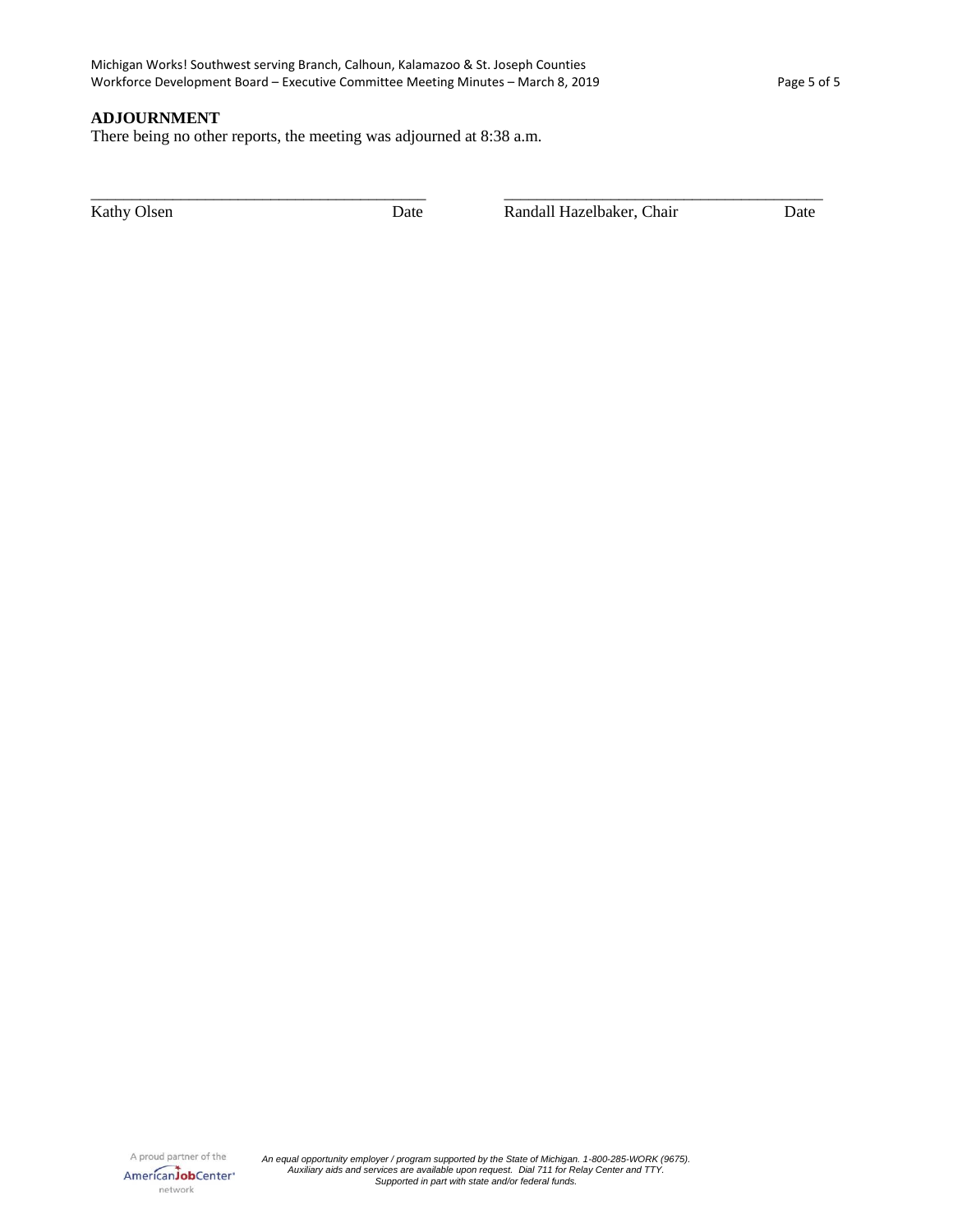## ADJOURNMENT

There being no other reports, the meeting was adjourned at 8:38 a.m.

| | | | |
|---|---|---|---|
| Kathy Olsen | Date | Randall Hazelbaker, Chair | Date |

*An equal opportunity employer / program supported by the State of Michigan. 1-800-285-WORK (9675). Auxiliary aids and services are available upon request. Dial 711 for Relay Center and TTY. Supported in part with state and/or federal funds.*